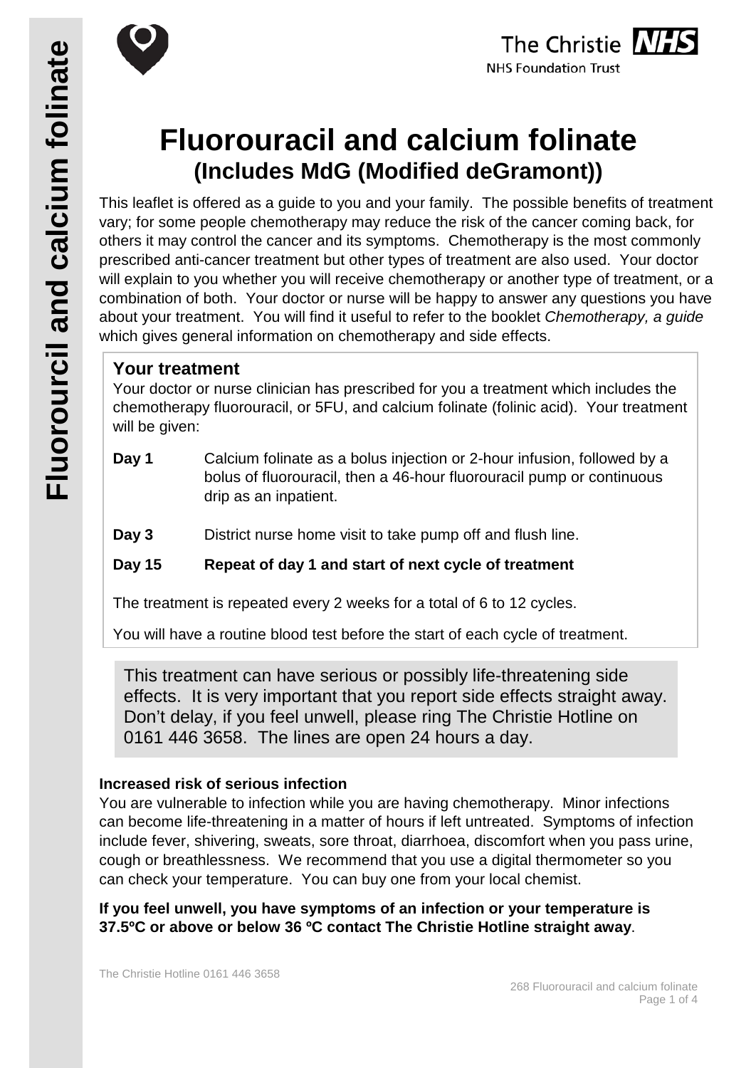# Fluorouracil and calcium folinate

## (Includes MdG (Modified deGramont))

This leaflet is offered as a guide to you and your family. The possible benefits of treatment vary; for some people chemotherapy may reduce the risk of the cancer coming back, for others it may control the cancer and its symptoms. Chemotherapy is the most commonly prescribed anti-cancer treatment but other types of treatment are also used. Your doctor will explain to you whether you will receive chemotherapy or another type of treatment, or a combination of both. Your doctor or nurse will be happy to answer any questions you have about your treatment. You will find it useful to refer to the booklet *Chemotherapy, a guide* which gives general information on chemotherapy and side effects.

### Your treatment

Your doctor or nurse clinician has prescribed for you a treatment which includes the chemotherapy fluorouracil, or 5FU, and calcium folinate (folinic acid). Your treatment will be given:

**Day 1** Calcium folinate as a bolus injection or 2-hour infusion, followed by a bolus of fluorouracil, then a 46-hour fluorouracil pump or continuous drip as an inpatient.

**Day 3** District nurse home visit to take pump off and flush line.

**Day 15** **Repeat of day 1 and start of next cycle of treatment**

The treatment is repeated every 2 weeks for a total of 6 to 12 cycles.

You will have a routine blood test before the start of each cycle of treatment.

This treatment can have serious or possibly life-threatening side effects. It is very important that you report side effects straight away. Don't delay, if you feel unwell, please ring The Christie Hotline on 0161 446 3658. The lines are open 24 hours a day.

**Increased risk of serious infection**

You are vulnerable to infection while you are having chemotherapy. Minor infections can become life-threatening in a matter of hours if left untreated. Symptoms of infection include fever, shivering, sweats, sore throat, diarrhoea, discomfort when you pass urine, cough or breathlessness. We recommend that you use a digital thermometer so you can check your temperature. You can buy one from your local chemist.

**If you feel unwell, you have symptoms of an infection or your temperature is 37.5ºC or above or below 36 ºC contact The Christie Hotline straight away**.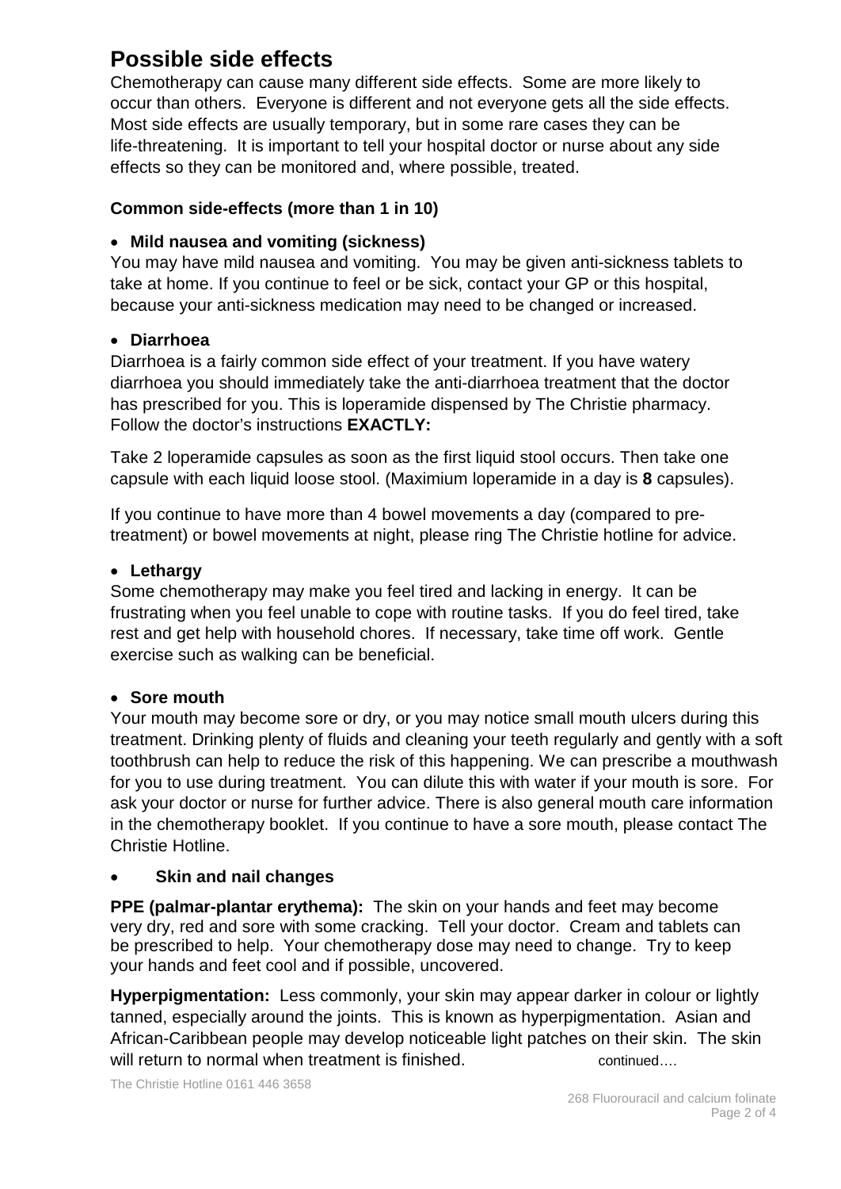# Possible side effects

Chemotherapy can cause many different side effects. Some are more likely to occur than others. Everyone is different and not everyone gets all the side effects. Most side effects are usually temporary, but in some rare cases they can be life-threatening. It is important to tell your hospital doctor or nurse about any side effects so they can be monitored and, where possible, treated.

### Common side-effects (more than 1 in 10)

- **Mild nausea and vomiting (sickness)**

You may have mild nausea and vomiting. You may be given anti-sickness tablets to take at home. If you continue to feel or be sick, contact your GP or this hospital, because your anti-sickness medication may need to be changed or increased.

- **Diarrhoea**

Diarrhoea is a fairly common side effect of your treatment. If you have watery diarrhoea you should immediately take the anti-diarrhoea treatment that the doctor has prescribed for you. This is loperamide dispensed by The Christie pharmacy. Follow the doctor's instructions **EXACTLY:**

Take 2 loperamide capsules as soon as the first liquid stool occurs. Then take one capsule with each liquid loose stool. (Maximium loperamide in a day is **8** capsules).

If you continue to have more than 4 bowel movements a day (compared to pre-treatment) or bowel movements at night, please ring The Christie hotline for advice.

- **Lethargy**

Some chemotherapy may make you feel tired and lacking in energy. It can be frustrating when you feel unable to cope with routine tasks. If you do feel tired, take rest and get help with household chores. If necessary, take time off work. Gentle exercise such as walking can be beneficial.

- **Sore mouth**

Your mouth may become sore or dry, or you may notice small mouth ulcers during this treatment. Drinking plenty of fluids and cleaning your teeth regularly and gently with a soft toothbrush can help to reduce the risk of this happening. We can prescribe a mouthwash for you to use during treatment. You can dilute this with water if your mouth is sore. For ask your doctor or nurse for further advice. There is also general mouth care information in the chemotherapy booklet. If you continue to have a sore mouth, please contact The Christie Hotline.

- **Skin and nail changes**

**PPE (palmar-plantar erythema):** The skin on your hands and feet may become very dry, red and sore with some cracking. Tell your doctor. Cream and tablets can be prescribed to help. Your chemotherapy dose may need to change. Try to keep your hands and feet cool and if possible, uncovered.

**Hyperpigmentation:** Less commonly, your skin may appear darker in colour or lightly tanned, especially around the joints. This is known as hyperpigmentation. Asian and African-Caribbean people may develop noticeable light patches on their skin. The skin will return to normal when treatment is finished. continued….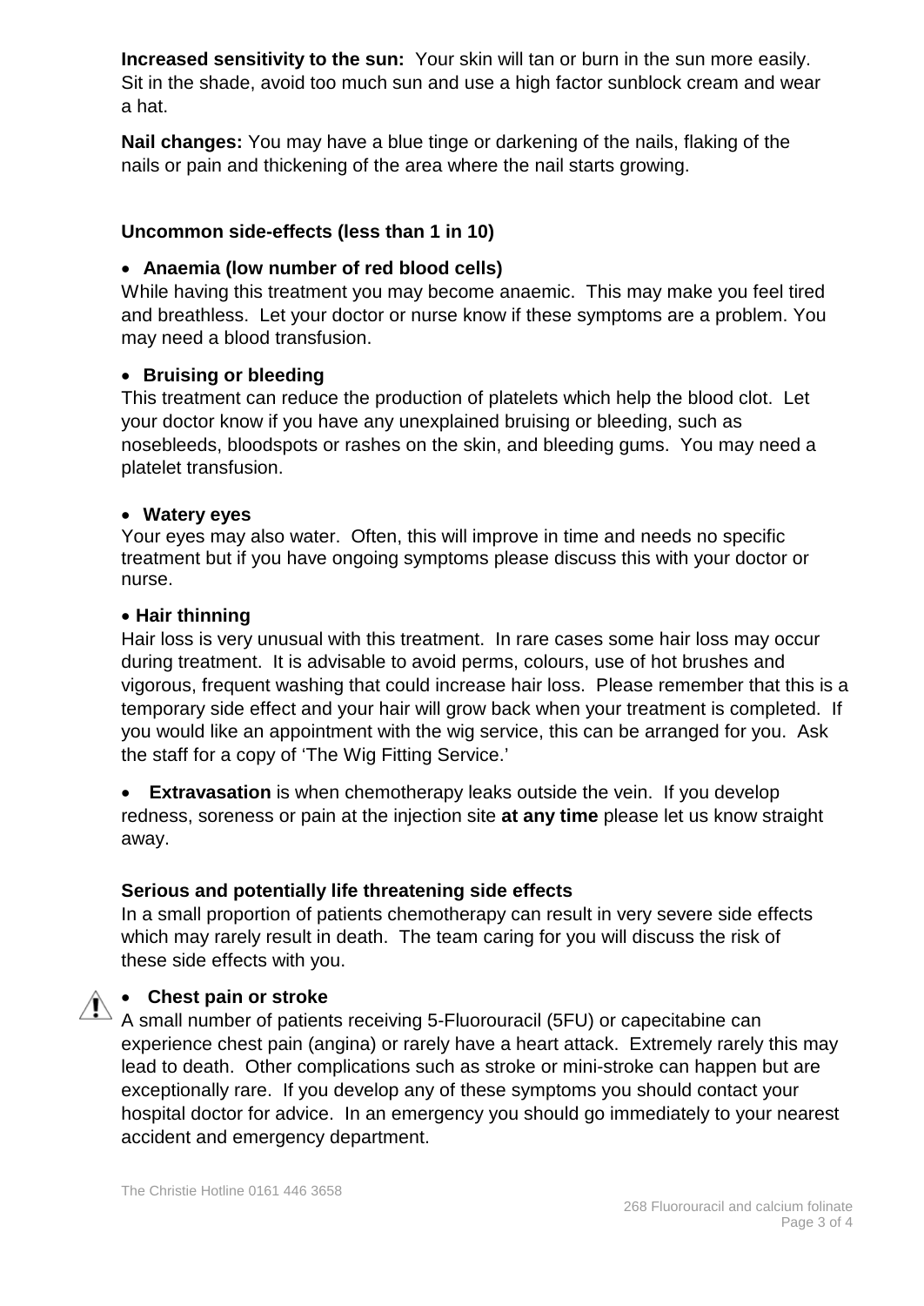**Increased sensitivity to the sun:** Your skin will tan or burn in the sun more easily. Sit in the shade, avoid too much sun and use a high factor sunblock cream and wear a hat.

**Nail changes:** You may have a blue tinge or darkening of the nails, flaking of the nails or pain and thickening of the area where the nail starts growing.

### Uncommon side-effects (less than 1 in 10)

- **Anaemia (low number of red blood cells)**

While having this treatment you may become anaemic. This may make you feel tired and breathless. Let your doctor or nurse know if these symptoms are a problem. You may need a blood transfusion.

- **Bruising or bleeding**

This treatment can reduce the production of platelets which help the blood clot. Let your doctor know if you have any unexplained bruising or bleeding, such as nosebleeds, bloodspots or rashes on the skin, and bleeding gums. You may need a platelet transfusion.

- **Watery eyes**

Your eyes may also water. Often, this will improve in time and needs no specific treatment but if you have ongoing symptoms please discuss this with your doctor or nurse.

- **Hair thinning**

Hair loss is very unusual with this treatment. In rare cases some hair loss may occur during treatment. It is advisable to avoid perms, colours, use of hot brushes and vigorous, frequent washing that could increase hair loss. Please remember that this is a temporary side effect and your hair will grow back when your treatment is completed. If you would like an appointment with the wig service, this can be arranged for you. Ask the staff for a copy of 'The Wig Fitting Service.'

- **Extravasation** is when chemotherapy leaks outside the vein. If you develop redness, soreness or pain at the injection site **at any time** please let us know straight away.

### Serious and potentially life threatening side effects

In a small proportion of patients chemotherapy can result in very severe side effects which may rarely result in death. The team caring for you will discuss the risk of these side effects with you.

- **Chest pain or stroke**

A small number of patients receiving 5-Fluorouracil (5FU) or capecitabine can experience chest pain (angina) or rarely have a heart attack. Extremely rarely this may lead to death. Other complications such as stroke or mini-stroke can happen but are exceptionally rare. If you develop any of these symptoms you should contact your hospital doctor for advice. In an emergency you should go immediately to your nearest accident and emergency department.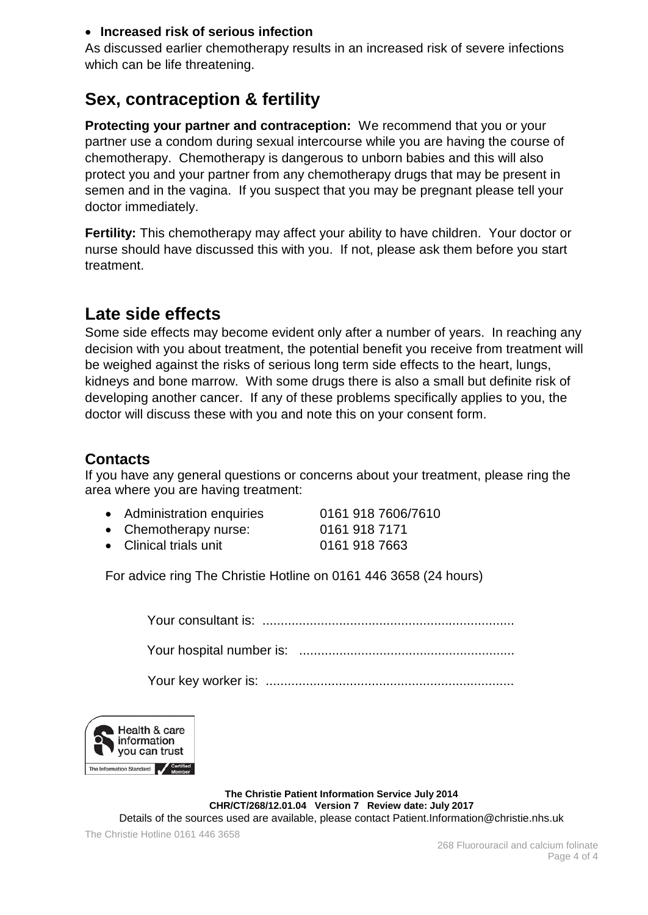- **Increased risk of serious infection**

As discussed earlier chemotherapy results in an increased risk of severe infections which can be life threatening.

## Sex, contraception & fertility

**Protecting your partner and contraception:** We recommend that you or your partner use a condom during sexual intercourse while you are having the course of chemotherapy. Chemotherapy is dangerous to unborn babies and this will also protect you and your partner from any chemotherapy drugs that may be present in semen and in the vagina. If you suspect that you may be pregnant please tell your doctor immediately.

**Fertility:** This chemotherapy may affect your ability to have children. Your doctor or nurse should have discussed this with you. If not, please ask them before you start treatment.

## Late side effects

Some side effects may become evident only after a number of years. In reaching any decision with you about treatment, the potential benefit you receive from treatment will be weighed against the risks of serious long term side effects to the heart, lungs, kidneys and bone marrow. With some drugs there is also a small but definite risk of developing another cancer. If any of these problems specifically applies to you, the doctor will discuss these with you and note this on your consent form.

### Contacts

If you have any general questions or concerns about your treatment, please ring the area where you are having treatment:

- Administration enquiries 0161 918 7606/7610
- Chemotherapy nurse: 0161 918 7171
- Clinical trials unit 0161 918 7663

For advice ring The Christie Hotline on 0161 446 3658 (24 hours)

Your consultant is: ....................................................................

Your hospital number is: ..........................................................

Your key worker is: ...................................................................

Health & care information you can trust

The Information Standard Certified Member

**The Christie Patient Information Service July 2014**
**CHR/CT/268/12.01.04 Version 7 Review date: July 2017**
Details of the sources used are available, please contact Patient.Information@christie.nhs.uk